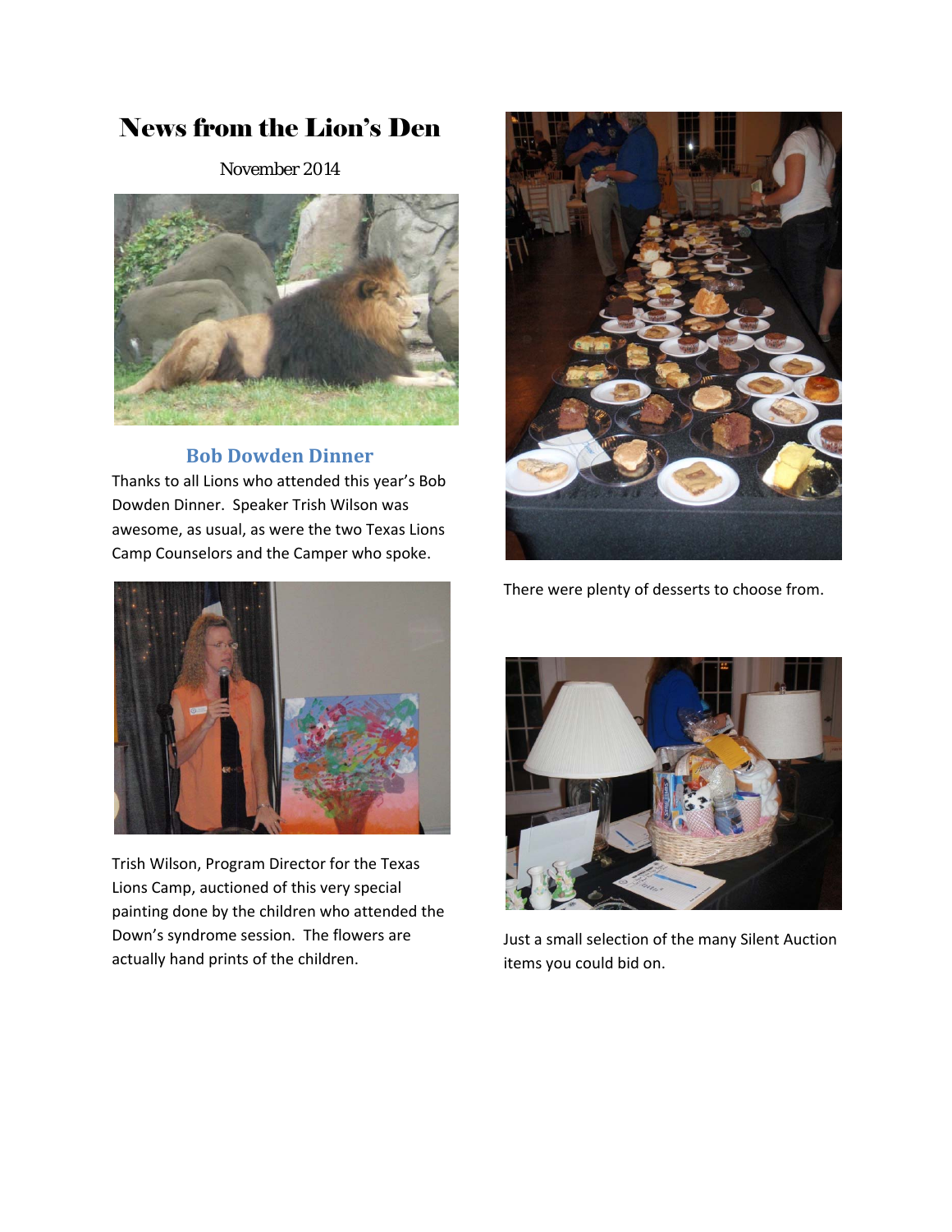# News from the Lion's Den

November 2014

## Bob Dowden Dinner

Thanks to all Lions who attended this year's Bob Dowden Dinner. Speaker Trish Wilson was awesome, as usual, as were the two Texas Lions Camp Counselors and the Camper who spoke.

Trish Wilson, Program Director for the Texas Lions Camp, auctioned of this very special painting done by the children who attended the Down's syndrome session. The flowers are actually hand prints of the children.

There were plenty of desserts to choose from.

Just a small selection of the many Silent Auction items you could bid on.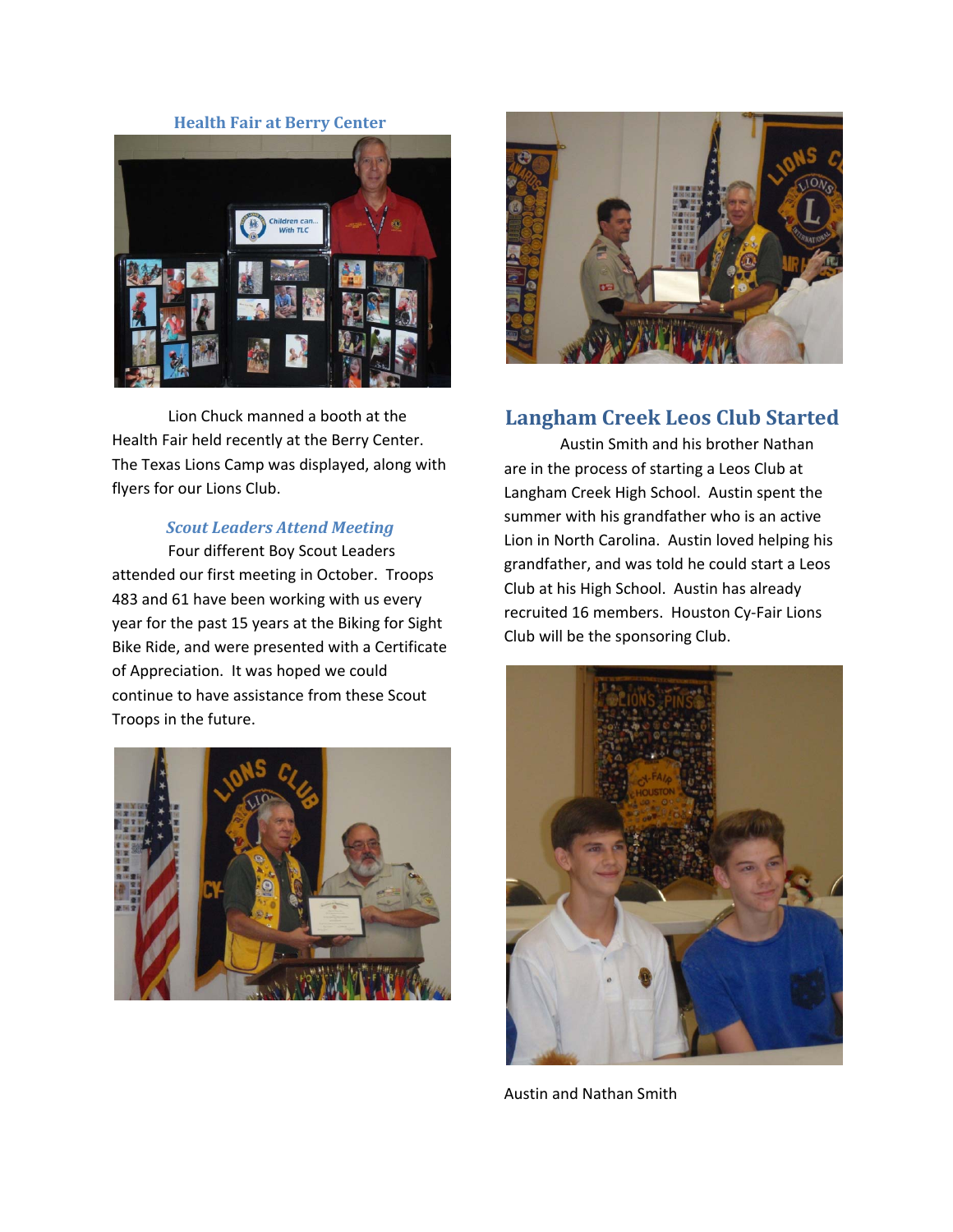## Health Fair at Berry Center

Lion Chuck manned a booth at the Health Fair held recently at the Berry Center. The Texas Lions Camp was displayed, along with flyers for our Lions Club.

### *Scout Leaders Attend Meeting*

Four different Boy Scout Leaders attended our first meeting in October. Troops 483 and 61 have been working with us every year for the past 15 years at the Biking for Sight Bike Ride, and were presented with a Certificate of Appreciation. It was hoped we could continue to have assistance from these Scout Troops in the future.

## Langham Creek Leos Club Started

Austin Smith and his brother Nathan are in the process of starting a Leos Club at Langham Creek High School. Austin spent the summer with his grandfather who is an active Lion in North Carolina. Austin loved helping his grandfather, and was told he could start a Leos Club at his High School. Austin has already recruited 16 members. Houston Cy-Fair Lions Club will be the sponsoring Club.

Austin and Nathan Smith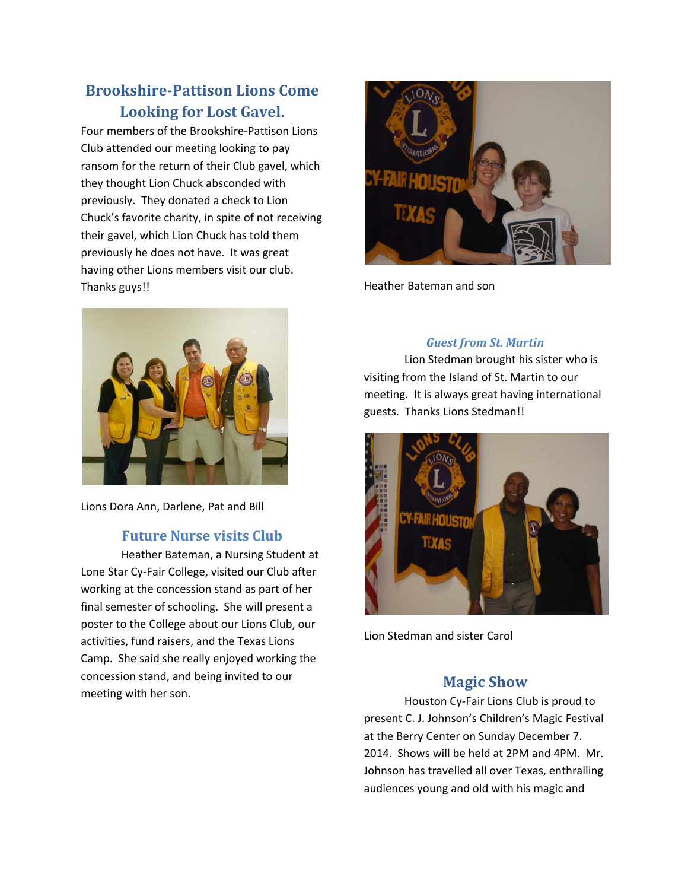## Brookshire-Pattison Lions Come Looking for Lost Gavel.

Four members of the Brookshire-Pattison Lions Club attended our meeting looking to pay ransom for the return of their Club gavel, which they thought Lion Chuck absconded with previously. They donated a check to Lion Chuck's favorite charity, in spite of not receiving their gavel, which Lion Chuck has told them previously he does not have. It was great having other Lions members visit our club. Thanks guys!!

Lions Dora Ann, Darlene, Pat and Bill

## Future Nurse visits Club

Heather Bateman, a Nursing Student at Lone Star Cy-Fair College, visited our Club after working at the concession stand as part of her final semester of schooling. She will present a poster to the College about our Lions Club, our activities, fund raisers, and the Texas Lions Camp. She said she really enjoyed working the concession stand, and being invited to our meeting with her son.

Heather Bateman and son

### *Guest from St. Martin*

Lion Stedman brought his sister who is visiting from the Island of St. Martin to our meeting. It is always great having international guests. Thanks Lions Stedman!!

Lion Stedman and sister Carol

## Magic Show

Houston Cy-Fair Lions Club is proud to present C. J. Johnson's Children's Magic Festival at the Berry Center on Sunday December 7. 2014. Shows will be held at 2PM and 4PM. Mr. Johnson has travelled all over Texas, enthralling audiences young and old with his magic and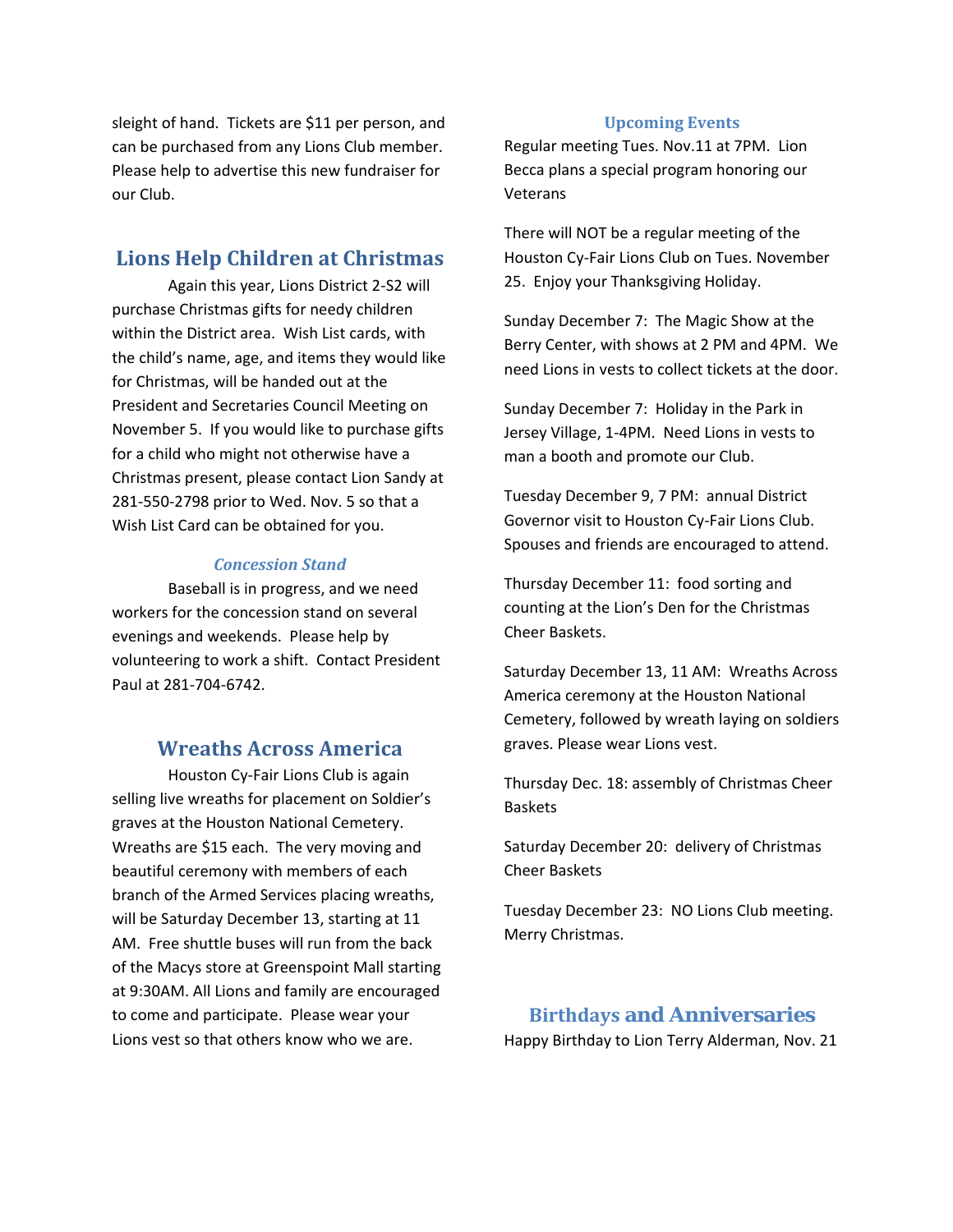sleight of hand. Tickets are $11 per person, and can be purchased from any Lions Club member. Please help to advertise this new fundraiser for our Club.

## Lions Help Children at Christmas

Again this year, Lions District 2-S2 will purchase Christmas gifts for needy children within the District area. Wish List cards, with the child's name, age, and items they would like for Christmas, will be handed out at the President and Secretaries Council Meeting on November 5. If you would like to purchase gifts for a child who might not otherwise have a Christmas present, please contact Lion Sandy at 281-550-2798 prior to Wed. Nov. 5 so that a Wish List Card can be obtained for you.

### *Concession Stand*

Baseball is in progress, and we need workers for the concession stand on several evenings and weekends. Please help by volunteering to work a shift. Contact President Paul at 281-704-6742.

## Wreaths Across America

Houston Cy-Fair Lions Club is again selling live wreaths for placement on Soldier's graves at the Houston National Cemetery. Wreaths are $15 each. The very moving and beautiful ceremony with members of each branch of the Armed Services placing wreaths, will be Saturday December 13, starting at 11 AM. Free shuttle buses will run from the back of the Macys store at Greenspoint Mall starting at 9:30AM. All Lions and family are encouraged to come and participate. Please wear your Lions vest so that others know who we are.

### Upcoming Events

Regular meeting Tues. Nov.11 at 7PM. Lion Becca plans a special program honoring our Veterans

There will NOT be a regular meeting of the Houston Cy-Fair Lions Club on Tues. November 25. Enjoy your Thanksgiving Holiday.

Sunday December 7: The Magic Show at the Berry Center, with shows at 2 PM and 4PM. We need Lions in vests to collect tickets at the door.

Sunday December 7: Holiday in the Park in Jersey Village, 1-4PM. Need Lions in vests to man a booth and promote our Club.

Tuesday December 9, 7 PM: annual District Governor visit to Houston Cy-Fair Lions Club. Spouses and friends are encouraged to attend.

Thursday December 11: food sorting and counting at the Lion's Den for the Christmas Cheer Baskets.

Saturday December 13, 11 AM: Wreaths Across America ceremony at the Houston National Cemetery, followed by wreath laying on soldiers graves. Please wear Lions vest.

Thursday Dec. 18: assembly of Christmas Cheer Baskets

Saturday December 20: delivery of Christmas Cheer Baskets

Tuesday December 23: NO Lions Club meeting. Merry Christmas.

## Birthdays and Anniversaries

Happy Birthday to Lion Terry Alderman, Nov. 21